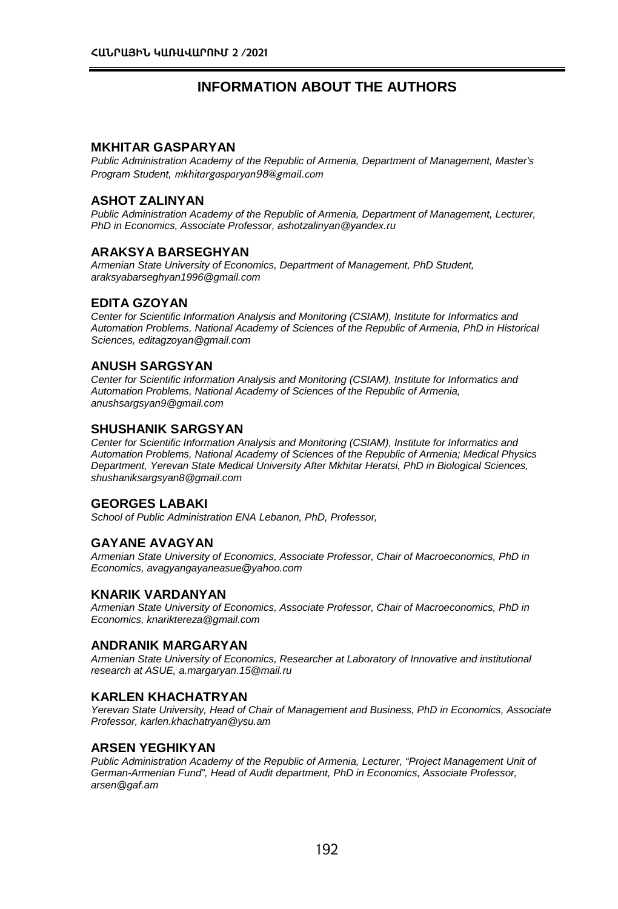## INFORMATION ABOUT THE AUTHORS

### MKHITAR GASPARYAN

*Public Administration Academy of the Republic of Armenia, Department of Management, Master's Program Student, mkhitargasparyan98@gmail.com*

### ASHOT ZALINYAN

*Public Administration Academy of the Republic of Armenia, Department of Management, Lecturer, PhD in Economics, Associate Professor, ashotzalinyan@yandex.ru*

### ARAKSYA BARSEGHYAN

*Armenian State University of Economics, Department of Management, PhD Student, araksyabarseghyan1996@gmail.com*

### EDITA GZOYAN

*Center for Scientific Information Analysis and Monitoring (CSIAM), Institute for Informatics and Automation Problems, National Academy of Sciences of the Republic of Armenia, PhD in Historical Sciences, editagzoyan@gmail.com*

### ANUSH SARGSYAN

*Center for Scientific Information Analysis and Monitoring (CSIAM), Institute for Informatics and Automation Problems, National Academy of Sciences of the Republic of Armenia, anushsargsyan9@gmail.com*

### SHUSHANIK SARGSYAN

*Center for Scientific Information Analysis and Monitoring (CSIAM), Institute for Informatics and Automation Problems, National Academy of Sciences of the Republic of Armenia; Medical Physics Department, Yerevan State Medical University After Mkhitar Heratsi, PhD in Biological Sciences, shushaniksargsyan8@gmail.com*

### GEORGES LABAKI

*School of Public Administration ENA Lebanon, PhD, Professor,*

### GAYANE AVAGYAN

*Armenian State University of Economics, Associate Professor, Chair of Macroeconomics, PhD in Economics, avagyangayaneasue@yahoo.com*

### KNARIK VARDANYAN

*Armenian State University of Economics, Associate Professor, Chair of Macroeconomics, PhD in Economics, knariktereza@gmail.com*

### ANDRANIK MARGARYAN

*Armenian State University of Economics, Researcher at Laboratory of Innovative and institutional research at ASUE, a.margaryan.15@mail.ru*

### KARLEN KHACHATRYAN

*Yerevan State University, Head of Chair of Management and Business, PhD in Economics, Associate Professor, karlen.khachatryan@ysu.am*

### ARSEN YEGHIKYAN

*Public Administration Academy of the Republic of Armenia, Lecturer, "Project Management Unit of German-Armenian Fund", Head of Audit department, PhD in Economics, Associate Professor, arsen@gaf.am*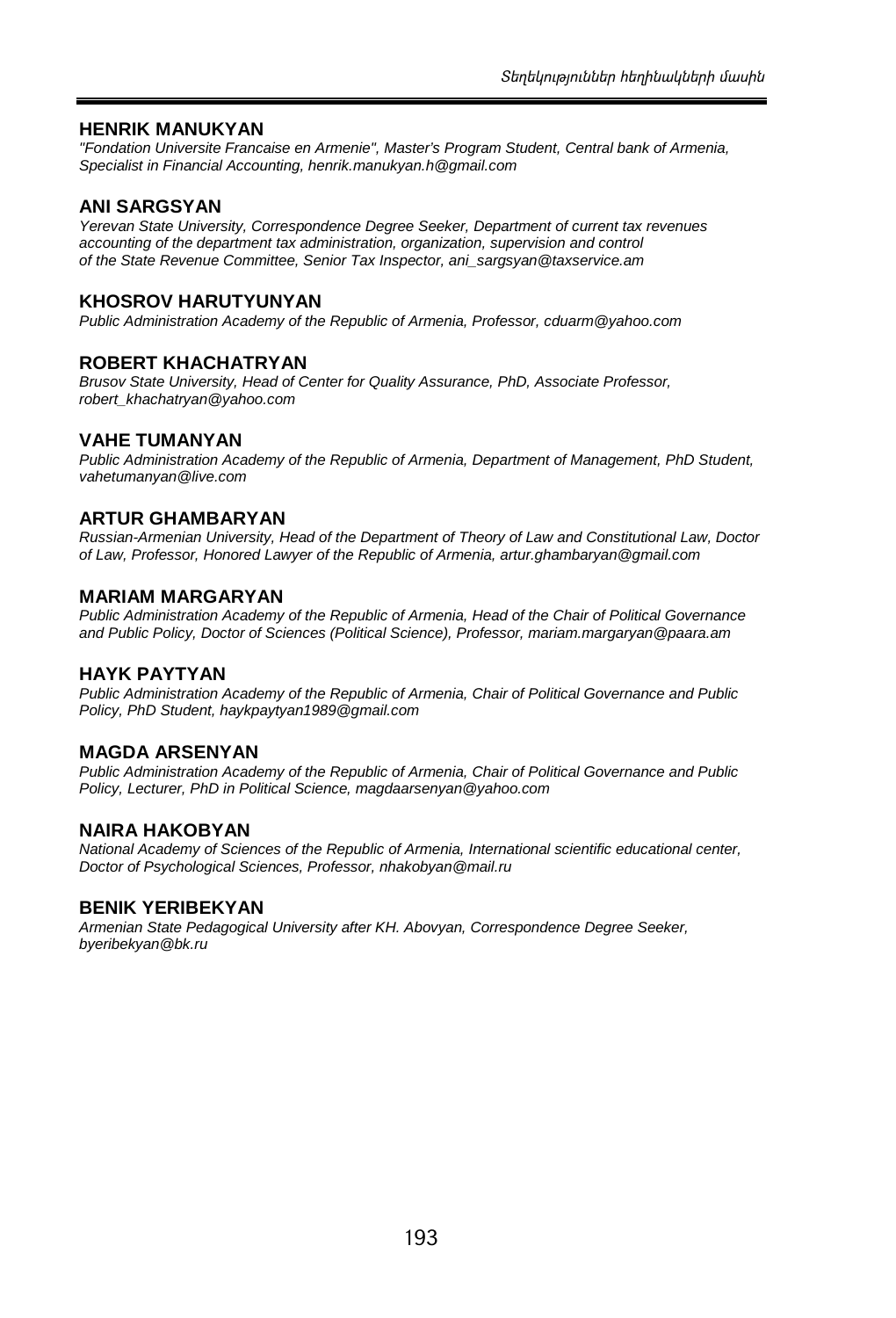**HENRIK MANUKYAN**
*"Fondation Universite Francaise en Armenie", Master's Program Student, Central bank of Armenia, Specialist in Financial Accounting, henrik.manukyan.h@gmail.com*

**ANI SARGSYAN**
*Yerevan State University, Correspondence Degree Seeker, Department of current tax revenues accounting of the department tax administration, organization, supervision and control of the State Revenue Committee, Senior Tax Inspector, ani_sargsyan@taxservice.am*

**KHOSROV HARUTYUNYAN**
*Public Administration Academy of the Republic of Armenia, Professor, cduarm@yahoo.com*

**ROBERT KHACHATRYAN**
*Brusov State University, Head of Center for Quality Assurance, PhD, Associate Professor, robert_khachatryan@yahoo.com*

**VAHE TUMANYAN**
*Public Administration Academy of the Republic of Armenia, Department of Management, PhD Student, vahetumanyan@live.com*

**ARTUR GHAMBARYAN**
*Russian-Armenian University, Head of the Department of Theory of Law and Constitutional Law, Doctor of Law, Professor, Honored Lawyer of the Republic of Armenia, artur.ghambaryan@gmail.com*

**MARIAM MARGARYAN**
*Public Administration Academy of the Republic of Armenia, Head of the Chair of Political Governance and Public Policy, Doctor of Sciences (Political Science), Professor, mariam.margaryan@paara.am*

**HAYK PAYTYAN**
*Public Administration Academy of the Republic of Armenia, Chair of Political Governance and Public Policy, PhD Student, haykpaytyan1989@gmail.com*

**MAGDA ARSENYAN**
*Public Administration Academy of the Republic of Armenia, Chair of Political Governance and Public Policy, Lecturer, PhD in Political Science, magdaarsenyan@yahoo.com*

**NAIRA HAKOBYAN**
*National Academy of Sciences of the Republic of Armenia, International scientific educational center, Doctor of Psychological Sciences, Professor, nhakobyan@mail.ru*

**BENIK YERIBEKYAN**
*Armenian State Pedagogical University after KH. Abovyan, Correspondence Degree Seeker, byeribekyan@bk.ru*